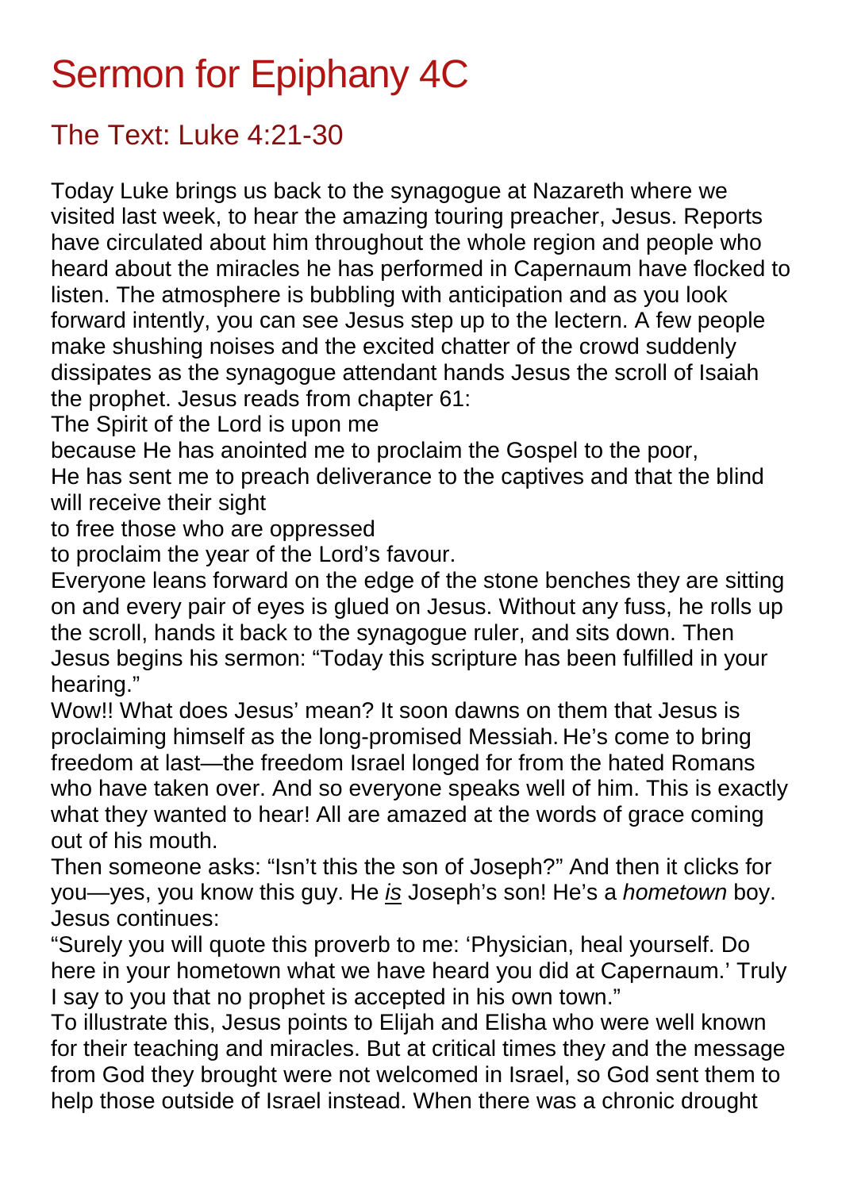# Sermon for Epiphany 4C

## The Text: Luke 4:21-30

Today Luke brings us back to the synagogue at Nazareth where we visited last week, to hear the amazing touring preacher, Jesus. Reports have circulated about him throughout the whole region and people who heard about the miracles he has performed in Capernaum have flocked to listen. The atmosphere is bubbling with anticipation and as you look forward intently, you can see Jesus step up to the lectern. A few people make shushing noises and the excited chatter of the crowd suddenly dissipates as the synagogue attendant hands Jesus the scroll of Isaiah the prophet. Jesus reads from chapter 61:

The Spirit of the Lord is upon me
because He has anointed me to proclaim the Gospel to the poor,
He has sent me to preach deliverance to the captives and that the blind will receive their sight
to free those who are oppressed
to proclaim the year of the Lord's favour.

Everyone leans forward on the edge of the stone benches they are sitting on and every pair of eyes is glued on Jesus. Without any fuss, he rolls up the scroll, hands it back to the synagogue ruler, and sits down. Then Jesus begins his sermon: "Today this scripture has been fulfilled in your hearing."

Wow!! What does Jesus' mean? It soon dawns on them that Jesus is proclaiming himself as the long-promised Messiah. He's come to bring freedom at last—the freedom Israel longed for from the hated Romans who have taken over. And so everyone speaks well of him. This is exactly what they wanted to hear! All are amazed at the words of grace coming out of his mouth.

Then someone asks: "Isn't this the son of Joseph?" And then it clicks for you—yes, you know this guy. He *is* Joseph's son! He's a *hometown* boy. Jesus continues:

"Surely you will quote this proverb to me: 'Physician, heal yourself. Do here in your hometown what we have heard you did at Capernaum.' Truly I say to you that no prophet is accepted in his own town."

To illustrate this, Jesus points to Elijah and Elisha who were well known for their teaching and miracles. But at critical times they and the message from God they brought were not welcomed in Israel, so God sent them to help those outside of Israel instead. When there was a chronic drought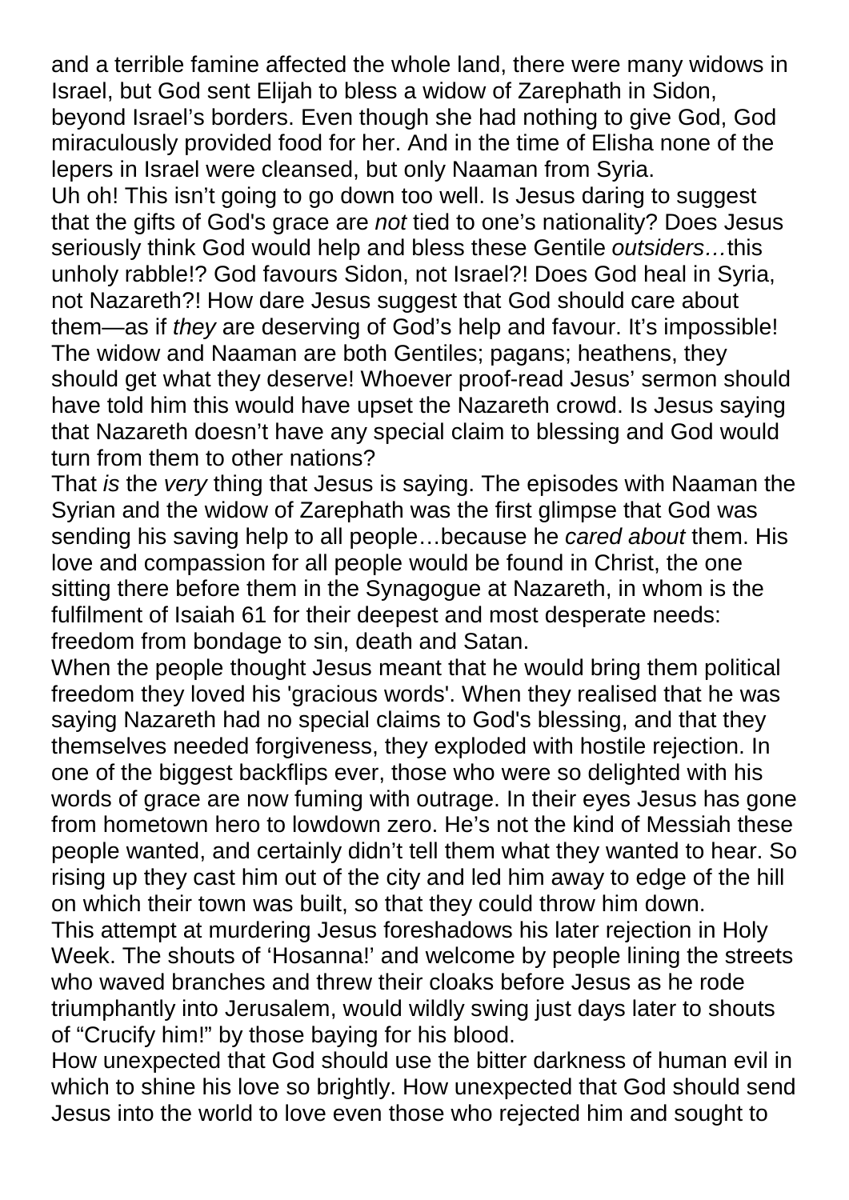and a terrible famine affected the whole land, there were many widows in Israel, but God sent Elijah to bless a widow of Zarephath in Sidon, beyond Israel's borders. Even though she had nothing to give God, God miraculously provided food for her. And in the time of Elisha none of the lepers in Israel were cleansed, but only Naaman from Syria.

Uh oh! This isn't going to go down too well. Is Jesus daring to suggest that the gifts of God's grace are *not* tied to one's nationality? Does Jesus seriously think God would help and bless these Gentile *outsiders…*this unholy rabble!? God favours Sidon, not Israel?! Does God heal in Syria, not Nazareth?! How dare Jesus suggest that God should care about them—as if *they* are deserving of God's help and favour. It's impossible! The widow and Naaman are both Gentiles; pagans; heathens, they should get what they deserve! Whoever proof-read Jesus' sermon should have told him this would have upset the Nazareth crowd. Is Jesus saying that Nazareth doesn't have any special claim to blessing and God would turn from them to other nations?

That *is* the *very* thing that Jesus is saying. The episodes with Naaman the Syrian and the widow of Zarephath was the first glimpse that God was sending his saving help to all people…because he *cared about* them. His love and compassion for all people would be found in Christ, the one sitting there before them in the Synagogue at Nazareth, in whom is the fulfilment of Isaiah 61 for their deepest and most desperate needs: freedom from bondage to sin, death and Satan.

When the people thought Jesus meant that he would bring them political freedom they loved his 'gracious words'. When they realised that he was saying Nazareth had no special claims to God's blessing, and that they themselves needed forgiveness, they exploded with hostile rejection. In one of the biggest backflips ever, those who were so delighted with his words of grace are now fuming with outrage. In their eyes Jesus has gone from hometown hero to lowdown zero. He's not the kind of Messiah these people wanted, and certainly didn't tell them what they wanted to hear. So rising up they cast him out of the city and led him away to edge of the hill on which their town was built, so that they could throw him down.

This attempt at murdering Jesus foreshadows his later rejection in Holy Week. The shouts of 'Hosanna!' and welcome by people lining the streets who waved branches and threw their cloaks before Jesus as he rode triumphantly into Jerusalem, would wildly swing just days later to shouts of "Crucify him!" by those baying for his blood.

How unexpected that God should use the bitter darkness of human evil in which to shine his love so brightly. How unexpected that God should send Jesus into the world to love even those who rejected him and sought to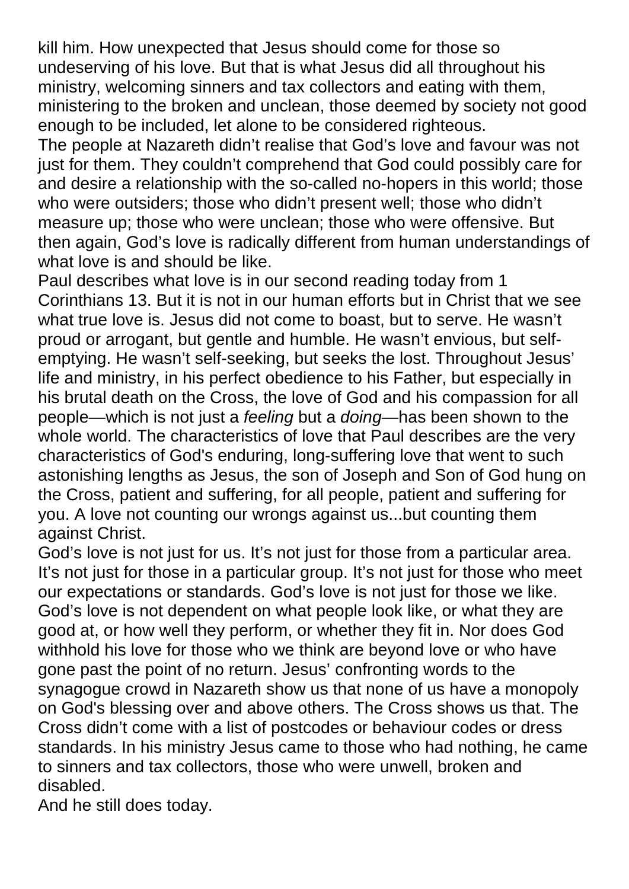kill him. How unexpected that Jesus should come for those so undeserving of his love. But that is what Jesus did all throughout his ministry, welcoming sinners and tax collectors and eating with them, ministering to the broken and unclean, those deemed by society not good enough to be included, let alone to be considered righteous.

The people at Nazareth didn't realise that God's love and favour was not just for them. They couldn't comprehend that God could possibly care for and desire a relationship with the so-called no-hopers in this world; those who were outsiders; those who didn't present well; those who didn't measure up; those who were unclean; those who were offensive. But then again, God's love is radically different from human understandings of what love is and should be like.

Paul describes what love is in our second reading today from 1 Corinthians 13. But it is not in our human efforts but in Christ that we see what true love is. Jesus did not come to boast, but to serve. He wasn't proud or arrogant, but gentle and humble. He wasn't envious, but self-emptying. He wasn't self-seeking, but seeks the lost. Throughout Jesus' life and ministry, in his perfect obedience to his Father, but especially in his brutal death on the Cross, the love of God and his compassion for all people—which is not just a *feeling* but a *doing*—has been shown to the whole world. The characteristics of love that Paul describes are the very characteristics of God's enduring, long-suffering love that went to such astonishing lengths as Jesus, the son of Joseph and Son of God hung on the Cross, patient and suffering, for all people, patient and suffering for you. A love not counting our wrongs against us...but counting them against Christ.

God's love is not just for us. It's not just for those from a particular area. It's not just for those in a particular group. It's not just for those who meet our expectations or standards. God's love is not just for those we like. God's love is not dependent on what people look like, or what they are good at, or how well they perform, or whether they fit in. Nor does God withhold his love for those who we think are beyond love or who have gone past the point of no return. Jesus' confronting words to the synagogue crowd in Nazareth show us that none of us have a monopoly on God's blessing over and above others. The Cross shows us that. The Cross didn't come with a list of postcodes or behaviour codes or dress standards. In his ministry Jesus came to those who had nothing, he came to sinners and tax collectors, those who were unwell, broken and disabled.

And he still does today.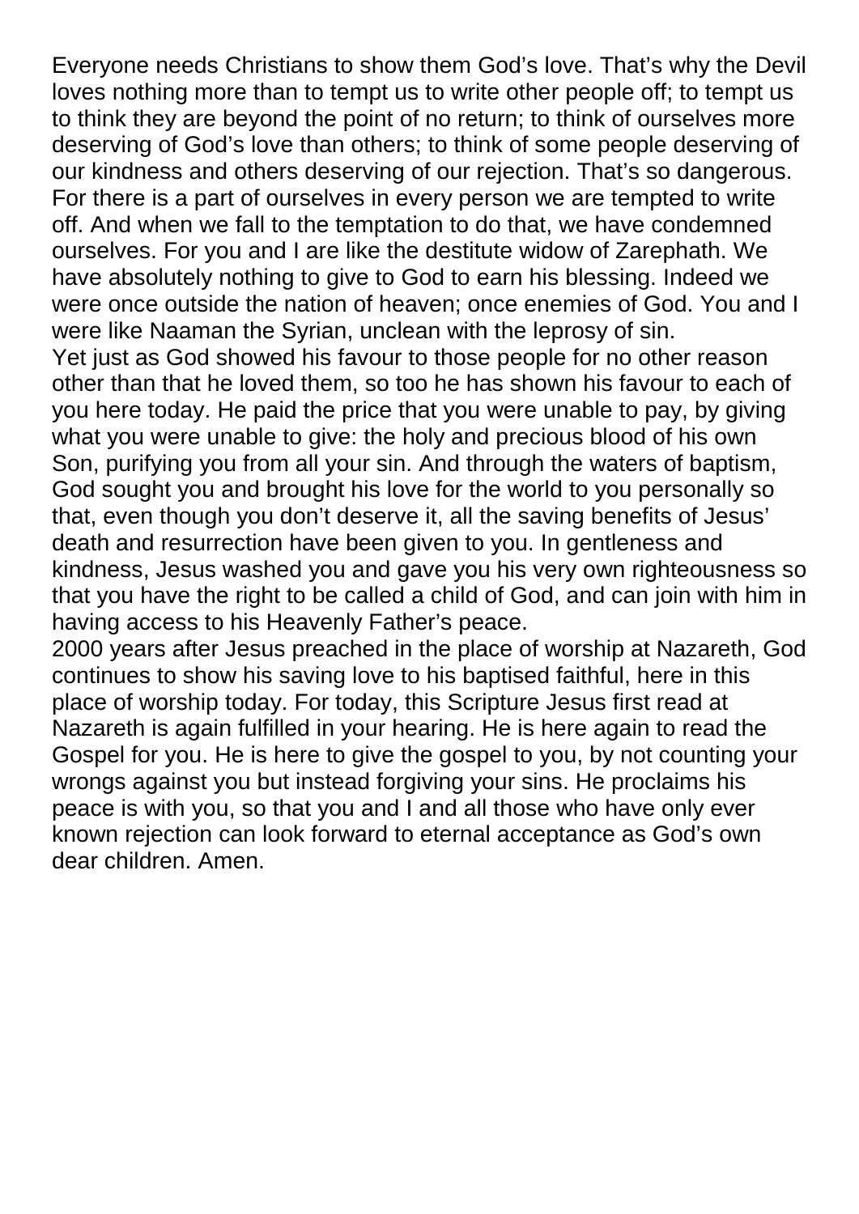Everyone needs Christians to show them God's love. That's why the Devil loves nothing more than to tempt us to write other people off; to tempt us to think they are beyond the point of no return; to think of ourselves more deserving of God's love than others; to think of some people deserving of our kindness and others deserving of our rejection. That's so dangerous. For there is a part of ourselves in every person we are tempted to write off. And when we fall to the temptation to do that, we have condemned ourselves. For you and I are like the destitute widow of Zarephath. We have absolutely nothing to give to God to earn his blessing. Indeed we were once outside the nation of heaven; once enemies of God. You and I were like Naaman the Syrian, unclean with the leprosy of sin.

Yet just as God showed his favour to those people for no other reason other than that he loved them, so too he has shown his favour to each of you here today. He paid the price that you were unable to pay, by giving what you were unable to give: the holy and precious blood of his own Son, purifying you from all your sin. And through the waters of baptism, God sought you and brought his love for the world to you personally so that, even though you don't deserve it, all the saving benefits of Jesus' death and resurrection have been given to you. In gentleness and kindness, Jesus washed you and gave you his very own righteousness so that you have the right to be called a child of God, and can join with him in having access to his Heavenly Father's peace.

2000 years after Jesus preached in the place of worship at Nazareth, God continues to show his saving love to his baptised faithful, here in this place of worship today. For today, this Scripture Jesus first read at Nazareth is again fulfilled in your hearing. He is here again to read the Gospel for you. He is here to give the gospel to you, by not counting your wrongs against you but instead forgiving your sins. He proclaims his peace is with you, so that you and I and all those who have only ever known rejection can look forward to eternal acceptance as God's own dear children. Amen.